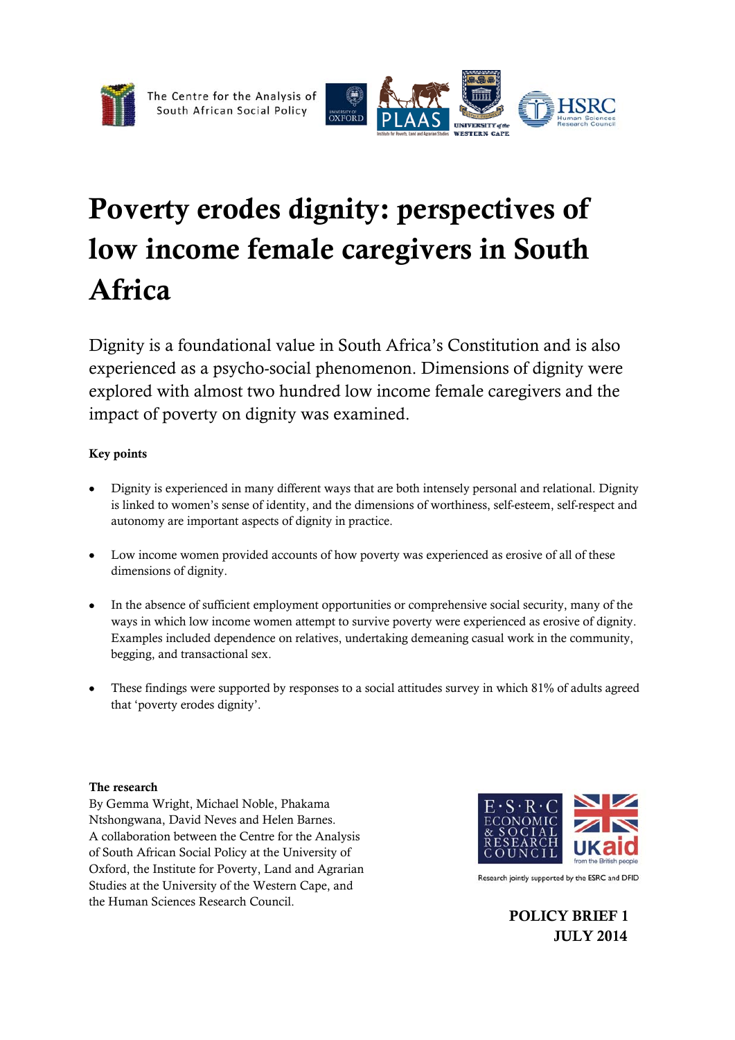The Centre for the Analysis of South African Social Policy

# Poverty erodes dignity: perspectives of low income female caregivers in South Africa

Dignity is a foundational value in South Africa's Constitution and is also experienced as a psycho-social phenomenon. Dimensions of dignity were explored with almost two hundred low income female caregivers and the impact of poverty on dignity was examined.

**Key points**

- Dignity is experienced in many different ways that are both intensely personal and relational. Dignity is linked to women's sense of identity, and the dimensions of worthiness, self-esteem, self-respect and autonomy are important aspects of dignity in practice.
- Low income women provided accounts of how poverty was experienced as erosive of all of these dimensions of dignity.
- In the absence of sufficient employment opportunities or comprehensive social security, many of the ways in which low income women attempt to survive poverty were experienced as erosive of dignity. Examples included dependence on relatives, undertaking demeaning casual work in the community, begging, and transactional sex.
- These findings were supported by responses to a social attitudes survey in which 81% of adults agreed that 'poverty erodes dignity'.

**The research**

By Gemma Wright, Michael Noble, Phakama Ntshongwana, David Neves and Helen Barnes.
A collaboration between the Centre for the Analysis of South African Social Policy at the University of Oxford, the Institute for Poverty, Land and Agrarian Studies at the University of the Western Cape, and the Human Sciences Research Council.

Research jointly supported by the ESRC and DFID

**POLICY BRIEF 1**
**JULY 2014**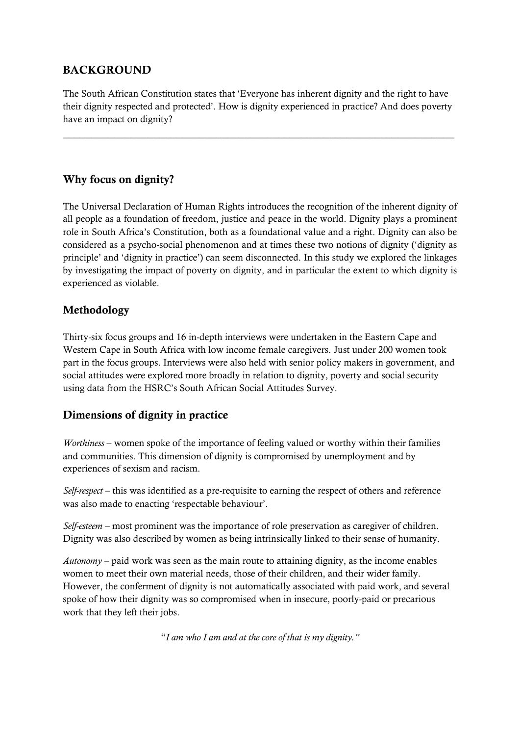## BACKGROUND

The South African Constitution states that 'Everyone has inherent dignity and the right to have their dignity respected and protected'. How is dignity experienced in practice? And does poverty have an impact on dignity?

---

## Why focus on dignity?

The Universal Declaration of Human Rights introduces the recognition of the inherent dignity of all people as a foundation of freedom, justice and peace in the world. Dignity plays a prominent role in South Africa's Constitution, both as a foundational value and a right. Dignity can also be considered as a psycho-social phenomenon and at times these two notions of dignity ('dignity as principle' and 'dignity in practice') can seem disconnected. In this study we explored the linkages by investigating the impact of poverty on dignity, and in particular the extent to which dignity is experienced as violable.

## Methodology

Thirty-six focus groups and 16 in-depth interviews were undertaken in the Eastern Cape and Western Cape in South Africa with low income female caregivers. Just under 200 women took part in the focus groups. Interviews were also held with senior policy makers in government, and social attitudes were explored more broadly in relation to dignity, poverty and social security using data from the HSRC's South African Social Attitudes Survey.

## Dimensions of dignity in practice

*Worthiness* – women spoke of the importance of feeling valued or worthy within their families and communities. This dimension of dignity is compromised by unemployment and by experiences of sexism and racism.

*Self-respect* – this was identified as a pre-requisite to earning the respect of others and reference was also made to enacting 'respectable behaviour'.

*Self-esteem* – most prominent was the importance of role preservation as caregiver of children. Dignity was also described by women as being intrinsically linked to their sense of humanity.

*Autonomy* – paid work was seen as the main route to attaining dignity, as the income enables women to meet their own material needs, those of their children, and their wider family. However, the conferment of dignity is not automatically associated with paid work, and several spoke of how their dignity was so compromised when in insecure, poorly-paid or precarious work that they left their jobs.

"*I am who I am and at the core of that is my dignity.*"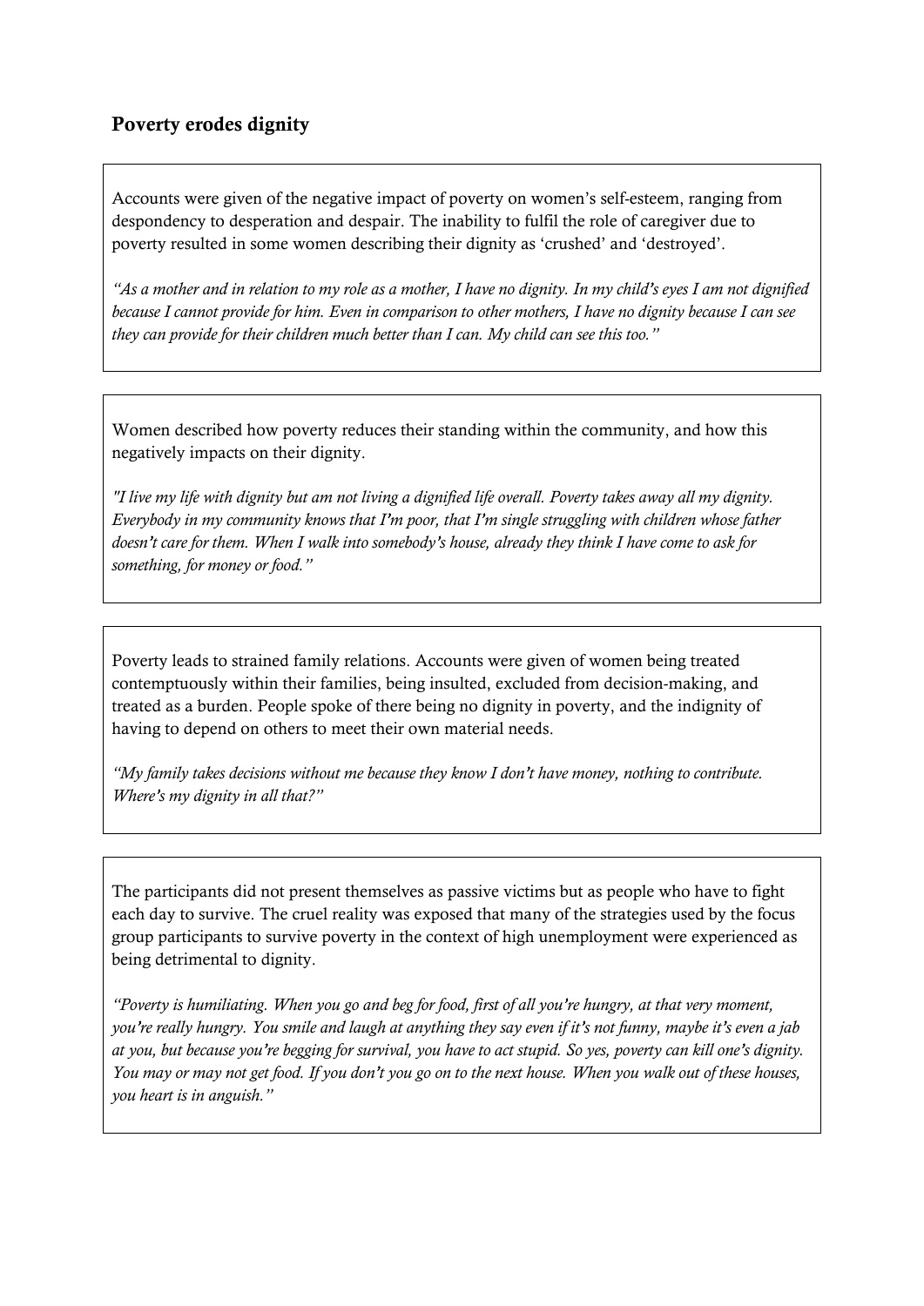## Poverty erodes dignity

Accounts were given of the negative impact of poverty on women's self-esteem, ranging from despondency to desperation and despair. The inability to fulfil the role of caregiver due to poverty resulted in some women describing their dignity as 'crushed' and 'destroyed'.

*"As a mother and in relation to my role as a mother, I have no dignity. In my child's eyes I am not dignified because I cannot provide for him. Even in comparison to other mothers, I have no dignity because I can see they can provide for their children much better than I can. My child can see this too."*

Women described how poverty reduces their standing within the community, and how this negatively impacts on their dignity.

*"I live my life with dignity but am not living a dignified life overall. Poverty takes away all my dignity. Everybody in my community knows that I'm poor, that I'm single struggling with children whose father doesn't care for them. When I walk into somebody's house, already they think I have come to ask for something, for money or food."*

Poverty leads to strained family relations. Accounts were given of women being treated contemptuously within their families, being insulted, excluded from decision-making, and treated as a burden. People spoke of there being no dignity in poverty, and the indignity of having to depend on others to meet their own material needs.

*"My family takes decisions without me because they know I don't have money, nothing to contribute. Where's my dignity in all that?"*

The participants did not present themselves as passive victims but as people who have to fight each day to survive. The cruel reality was exposed that many of the strategies used by the focus group participants to survive poverty in the context of high unemployment were experienced as being detrimental to dignity.

*"Poverty is humiliating. When you go and beg for food, first of all you're hungry, at that very moment, you're really hungry. You smile and laugh at anything they say even if it's not funny, maybe it's even a jab at you, but because you're begging for survival, you have to act stupid. So yes, poverty can kill one's dignity. You may or may not get food. If you don't you go on to the next house. When you walk out of these houses, you heart is in anguish."*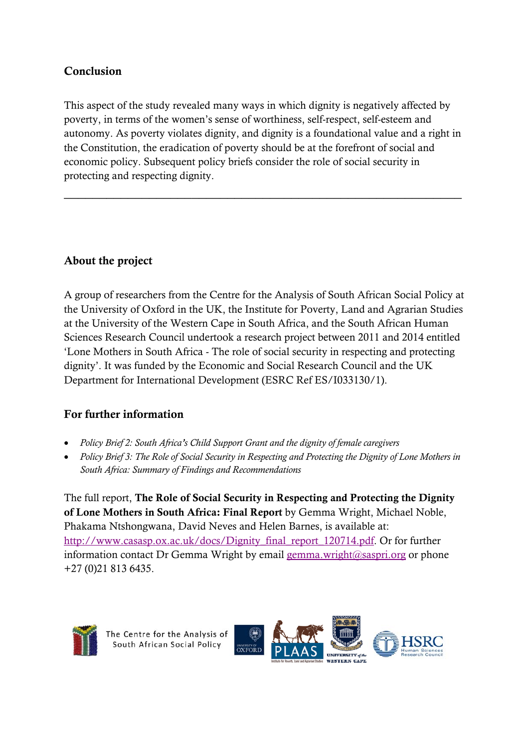## Conclusion

This aspect of the study revealed many ways in which dignity is negatively affected by poverty, in terms of the women's sense of worthiness, self-respect, self-esteem and autonomy. As poverty violates dignity, and dignity is a foundational value and a right in the Constitution, the eradication of poverty should be at the forefront of social and economic policy. Subsequent policy briefs consider the role of social security in protecting and respecting dignity.

---

## About the project

A group of researchers from the Centre for the Analysis of South African Social Policy at the University of Oxford in the UK, the Institute for Poverty, Land and Agrarian Studies at the University of the Western Cape in South Africa, and the South African Human Sciences Research Council undertook a research project between 2011 and 2014 entitled 'Lone Mothers in South Africa - The role of social security in respecting and protecting dignity'. It was funded by the Economic and Social Research Council and the UK Department for International Development (ESRC Ref ES/I033130/1).

## For further information

- *Policy Brief 2: South Africa's Child Support Grant and the dignity of female caregivers*
- *Policy Brief 3: The Role of Social Security in Respecting and Protecting the Dignity of Lone Mothers in South Africa: Summary of Findings and Recommendations*

The full report, **The Role of Social Security in Respecting and Protecting the Dignity of Lone Mothers in South Africa: Final Report** by Gemma Wright, Michael Noble, Phakama Ntshongwana, David Neves and Helen Barnes, is available at: http://www.casasp.ox.ac.uk/docs/Dignity_final_report_120714.pdf. Or for further information contact Dr Gemma Wright by email gemma.wright@saspri.org or phone +27 (0)21 813 6435.

The Centre for the Analysis of South African Social Policy

UNIVERSITY OF OXFORD

PLAAS

UNIVERSITY of the WESTERN CAPE

HSRC Human Sciences Research Council